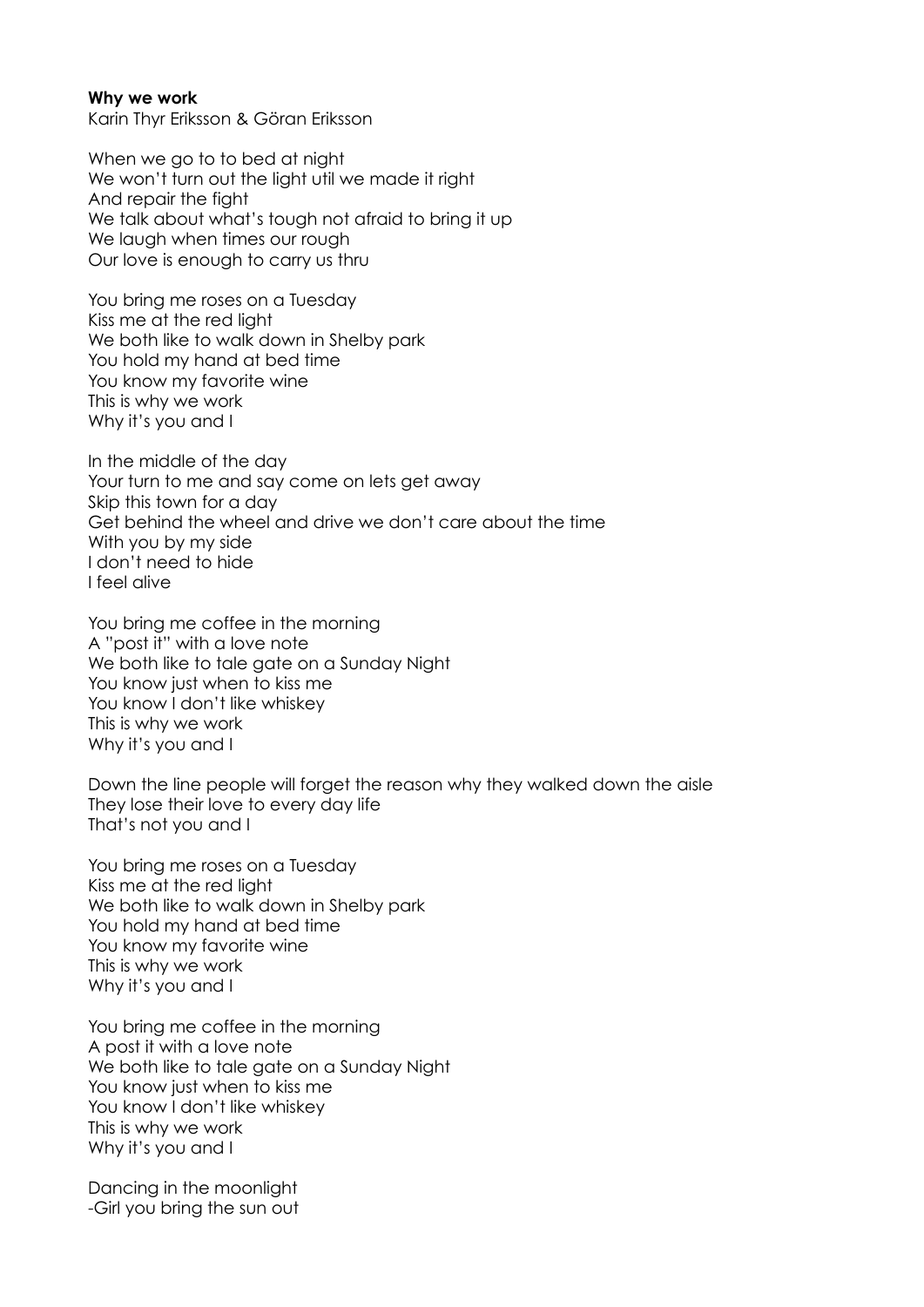**Why we work**
Karin Thyr Eriksson & Göran Eriksson

When we go to to bed at night
We won't turn out the light util we made it right
And repair the fight
We talk about what's tough not afraid to bring it up
We laugh when times our rough
Our love is enough to carry us thru

You bring me roses on a Tuesday
Kiss me at the red light
We both like to walk down in Shelby park
You hold my hand at bed time
You know my favorite wine
This is why we work
Why it's you and I

In the middle of the day
Your turn to me and say come on lets get away
Skip this town for a day
Get behind the wheel and drive we don't care about the time
With you by my side
I don't need to hide
I feel alive

You bring me coffee in the morning
A "post it" with a love note
We both like to tale gate on a Sunday Night
You know just when to kiss me
You know I don't like whiskey
This is why we work
Why it's you and I

Down the line people will forget the reason why they walked down the aisle
They lose their love to every day life
That's not you and I

You bring me roses on a Tuesday
Kiss me at the red light
We both like to walk down in Shelby park
You hold my hand at bed time
You know my favorite wine
This is why we work
Why it's you and I

You bring me coffee in the morning
A post it with a love note
We both like to tale gate on a Sunday Night
You know just when to kiss me
You know I don't like whiskey
This is why we work
Why it's you and I

Dancing in the moonlight
-Girl you bring the sun out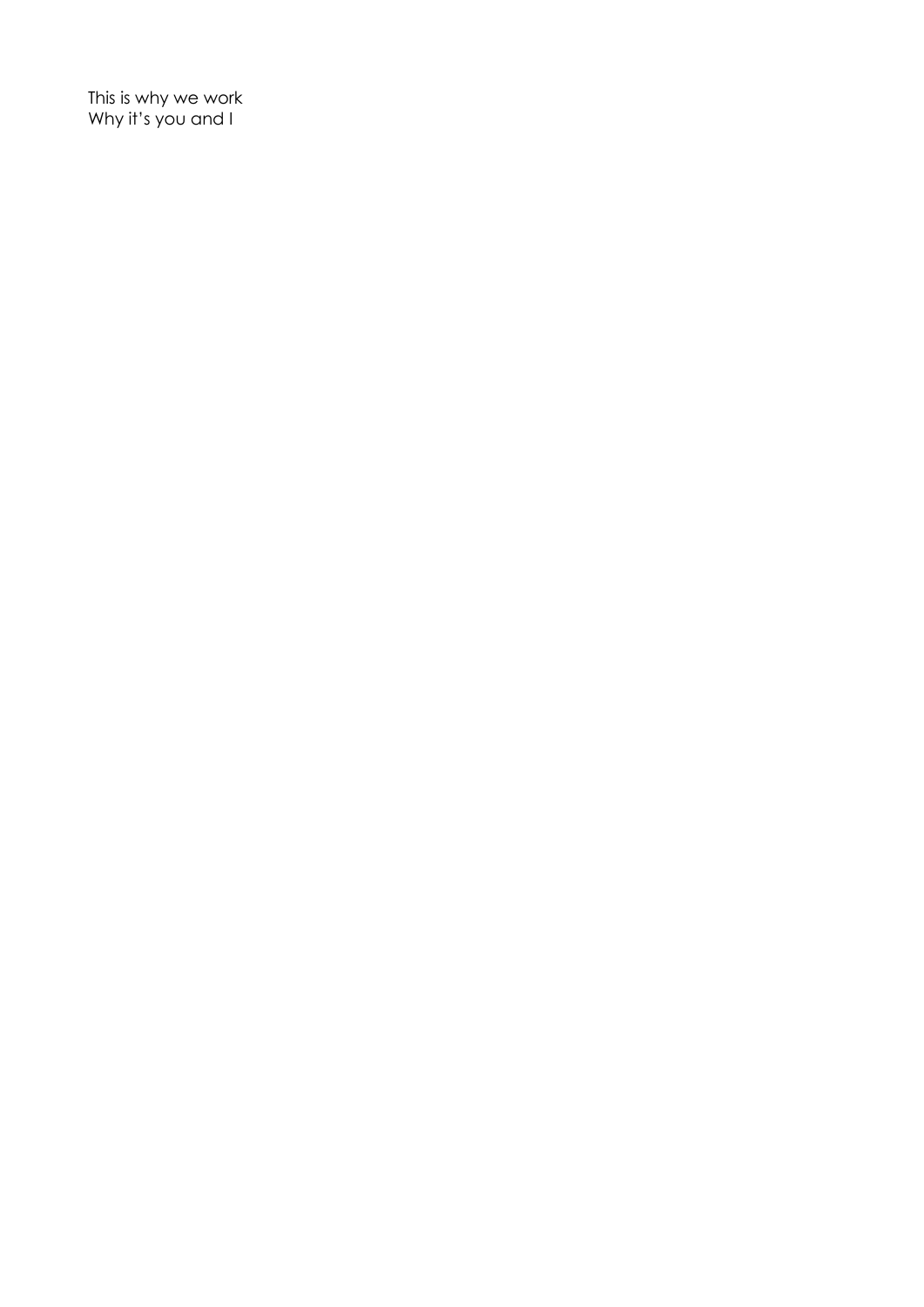This is why we work
Why it's you and I